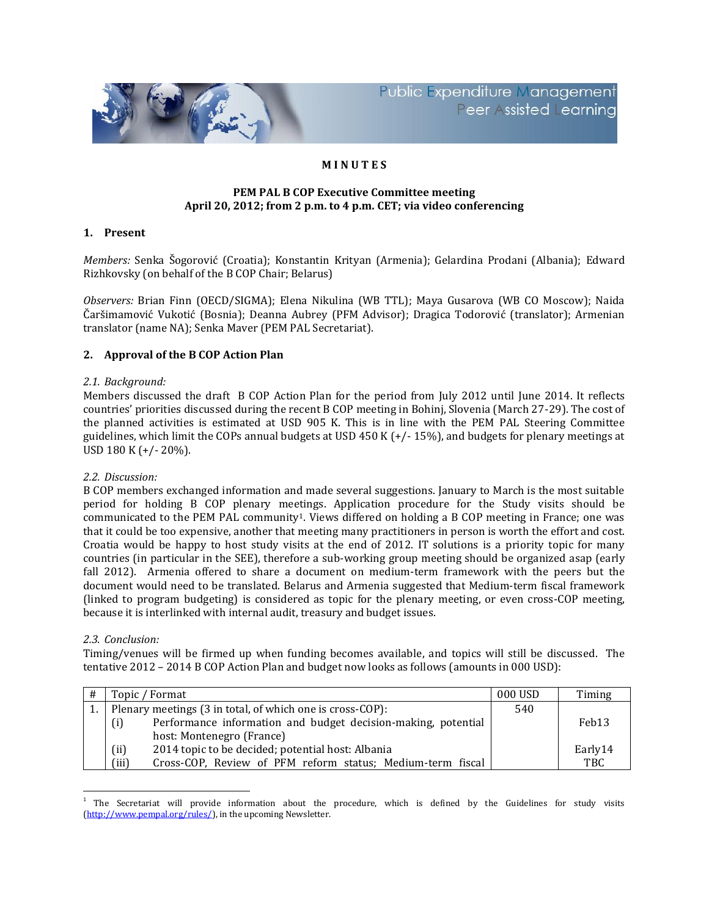Public Expenditure Management Peer Assisted Learning

**M I N U T E S**

**PEM PAL B COP Executive Committee meeting**
**April 20, 2012; from 2 p.m. to 4 p.m. CET; via video conferencing**

## 1. Present

*Members:* Senka Šogorović (Croatia); Konstantin Krityan (Armenia); Gelardina Prodani (Albania); Edward Rizhkovsky (on behalf of the B COP Chair; Belarus)

*Observers:* Brian Finn (OECD/SIGMA); Elena Nikulina (WB TTL); Maya Gusarova (WB CO Moscow); Naida Čaršimamović Vukotić (Bosnia); Deanna Aubrey (PFM Advisor); Dragica Todorović (translator); Armenian translator (name NA); Senka Maver (PEM PAL Secretariat).

## 2. Approval of the B COP Action Plan

*2.1. Background:*

Members discussed the draft B COP Action Plan for the period from July 2012 until June 2014. It reflects countries' priorities discussed during the recent B COP meeting in Bohinj, Slovenia (March 27-29). The cost of the planned activities is estimated at USD 905 K. This is in line with the PEM PAL Steering Committee guidelines, which limit the COPs annual budgets at USD 450 K (+/- 15%), and budgets for plenary meetings at USD 180 K (+/- 20%).

*2.2. Discussion:*

B COP members exchanged information and made several suggestions. January to March is the most suitable period for holding B COP plenary meetings. Application procedure for the Study visits should be communicated to the PEM PAL community[1]. Views differed on holding a B COP meeting in France; one was that it could be too expensive, another that meeting many practitioners in person is worth the effort and cost. Croatia would be happy to host study visits at the end of 2012. IT solutions is a priority topic for many countries (in particular in the SEE), therefore a sub-working group meeting should be organized asap (early fall 2012). Armenia offered to share a document on medium-term framework with the peers but the document would need to be translated. Belarus and Armenia suggested that Medium-term fiscal framework (linked to program budgeting) is considered as topic for the plenary meeting, or even cross-COP meeting, because it is interlinked with internal audit, treasury and budget issues.

*2.3. Conclusion:*

Timing/venues will be firmed up when funding becomes available, and topics will still be discussed. The tentative 2012 – 2014 B COP Action Plan and budget now looks as follows (amounts in 000 USD):

| # | Topic / Format | | 000 USD | Timing |
|---|---|---|---|---|
| 1. | Plenary meetings (3 in total, of which one is cross-COP): | | 540 | |
| | (i) | Performance information and budget decision-making, potential host: Montenegro (France) | | Feb13 |
| | (ii) | 2014 topic to be decided; potential host: Albania | | Early14 |
| | (iii) | Cross-COP, Review of PFM reform status; Medium-term fiscal | | TBC |

[1] The Secretariat will provide information about the procedure, which is defined by the Guidelines for study visits (http://www.pempal.org/rules/), in the upcoming Newsletter.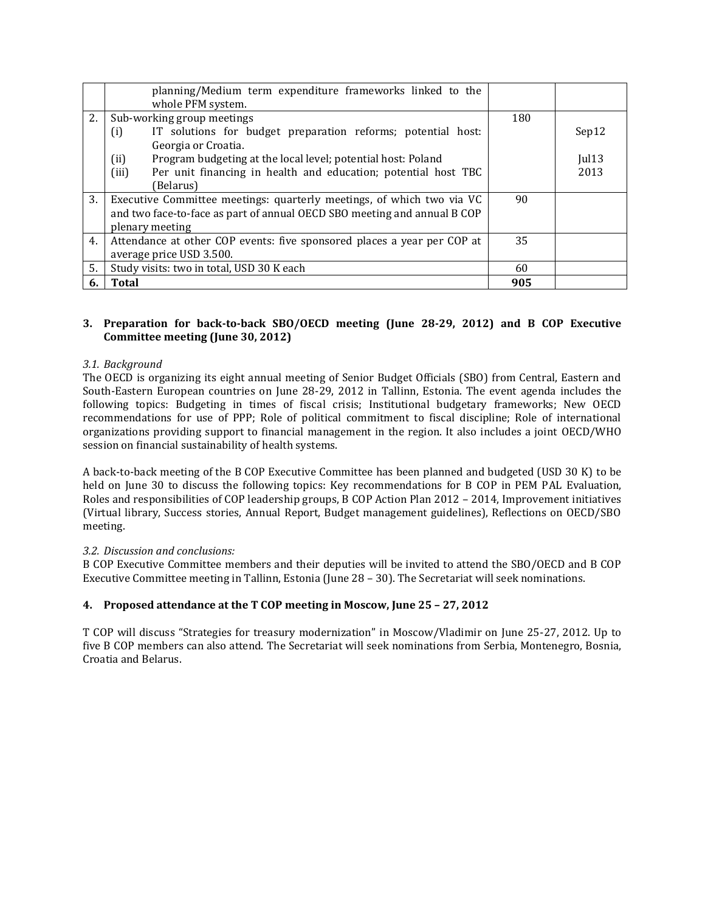| | | | |
|---|---|---|---|
| | planning/Medium term expenditure frameworks linked to the whole PFM system. | | |
| 2. | Sub-working group meetings<br>(i) IT solutions for budget preparation reforms; potential host: Georgia or Croatia.<br>(ii) Program budgeting at the local level; potential host: Poland<br>(iii) Per unit financing in health and education; potential host TBC (Belarus) | 180 | <br>Sep12<br><br>Jul13<br>2013 |
| 3. | Executive Committee meetings: quarterly meetings, of which two via VC and two face-to-face as part of annual OECD SBO meeting and annual B COP plenary meeting | 90 | |
| 4. | Attendance at other COP events: five sponsored places a year per COP at average price USD 3.500. | 35 | |
| 5. | Study visits: two in total, USD 30 K each | 60 | |
| **6.** | **Total** | **905** | |

## 3. Preparation for back-to-back SBO/OECD meeting (June 28-29, 2012) and B COP Executive Committee meeting (June 30, 2012)

*3.1. Background*

The OECD is organizing its eight annual meeting of Senior Budget Officials (SBO) from Central, Eastern and South-Eastern European countries on June 28-29, 2012 in Tallinn, Estonia. The event agenda includes the following topics: Budgeting in times of fiscal crisis; Institutional budgetary frameworks; New OECD recommendations for use of PPP; Role of political commitment to fiscal discipline; Role of international organizations providing support to financial management in the region. It also includes a joint OECD/WHO session on financial sustainability of health systems.

A back-to-back meeting of the B COP Executive Committee has been planned and budgeted (USD 30 K) to be held on June 30 to discuss the following topics: Key recommendations for B COP in PEM PAL Evaluation, Roles and responsibilities of COP leadership groups, B COP Action Plan 2012 – 2014, Improvement initiatives (Virtual library, Success stories, Annual Report, Budget management guidelines), Reflections on OECD/SBO meeting.

*3.2. Discussion and conclusions:*

B COP Executive Committee members and their deputies will be invited to attend the SBO/OECD and B COP Executive Committee meeting in Tallinn, Estonia (June 28 – 30). The Secretariat will seek nominations.

## 4. Proposed attendance at the T COP meeting in Moscow, June 25 – 27, 2012

T COP will discuss "Strategies for treasury modernization" in Moscow/Vladimir on June 25-27, 2012. Up to five B COP members can also attend. The Secretariat will seek nominations from Serbia, Montenegro, Bosnia, Croatia and Belarus.